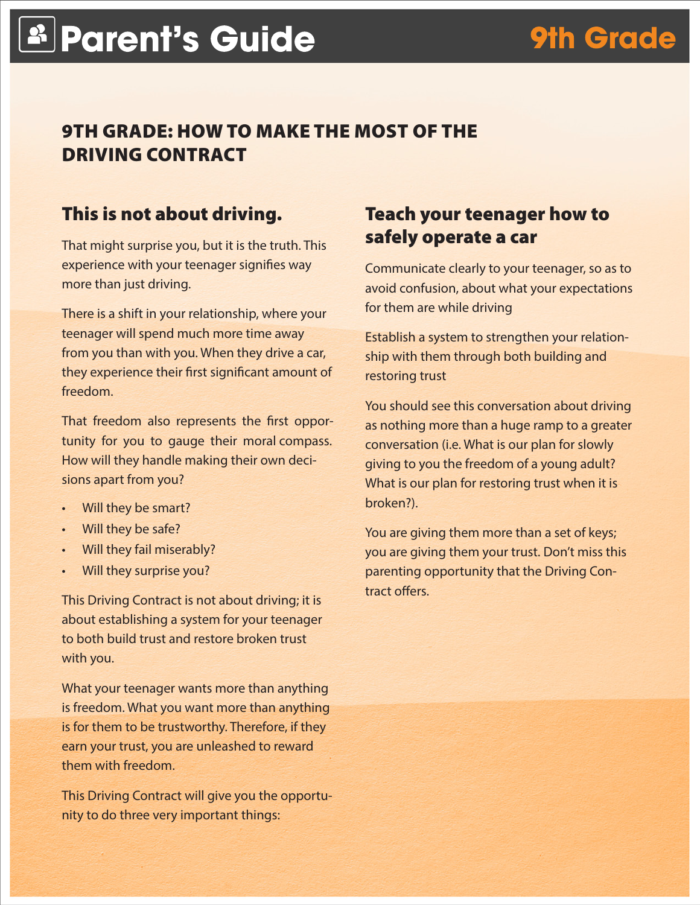# Parent's Guide

**9th Grade**

## 9TH GRADE: HOW TO MAKE THE MOST OF THE DRIVING CONTRACT

### This is not about driving.

That might surprise you, but it is the truth. This experience with your teenager signifies way more than just driving.

There is a shift in your relationship, where your teenager will spend much more time away from you than with you. When they drive a car, they experience their first significant amount of freedom.

That freedom also represents the first opportunity for you to gauge their moral compass. How will they handle making their own decisions apart from you?

- Will they be smart?
- Will they be safe?
- Will they fail miserably?
- Will they surprise you?

This Driving Contract is not about driving; it is about establishing a system for your teenager to both build trust and restore broken trust with you.

What your teenager wants more than anything is freedom. What you want more than anything is for them to be trustworthy. Therefore, if they earn your trust, you are unleashed to reward them with freedom.

This Driving Contract will give you the opportunity to do three very important things:

### Teach your teenager how to safely operate a car

Communicate clearly to your teenager, so as to avoid confusion, about what your expectations for them are while driving

Establish a system to strengthen your relationship with them through both building and restoring trust

You should see this conversation about driving as nothing more than a huge ramp to a greater conversation (i.e. What is our plan for slowly giving to you the freedom of a young adult? What is our plan for restoring trust when it is broken?).

You are giving them more than a set of keys; you are giving them your trust. Don't miss this parenting opportunity that the Driving Contract offers.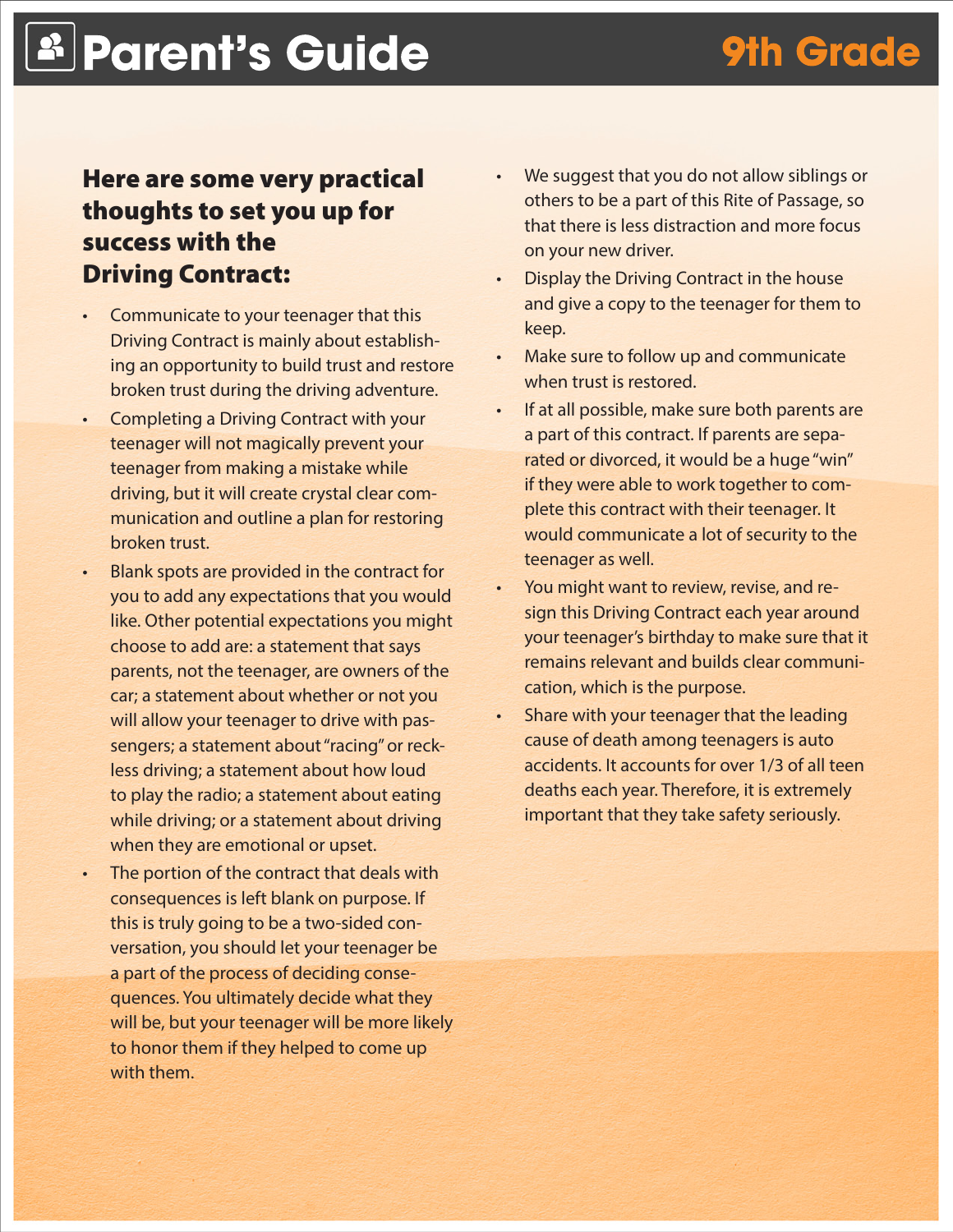# Parent's Guide

## 9th Grade

### Here are some very practical thoughts to set you up for success with the Driving Contract:

- Communicate to your teenager that this Driving Contract is mainly about establishing an opportunity to build trust and restore broken trust during the driving adventure.
- Completing a Driving Contract with your teenager will not magically prevent your teenager from making a mistake while driving, but it will create crystal clear communication and outline a plan for restoring broken trust.
- Blank spots are provided in the contract for you to add any expectations that you would like. Other potential expectations you might choose to add are: a statement that says parents, not the teenager, are owners of the car; a statement about whether or not you will allow your teenager to drive with passengers; a statement about "racing" or reckless driving; a statement about how loud to play the radio; a statement about eating while driving; or a statement about driving when they are emotional or upset.
- The portion of the contract that deals with consequences is left blank on purpose. If this is truly going to be a two-sided conversation, you should let your teenager be a part of the process of deciding consequences. You ultimately decide what they will be, but your teenager will be more likely to honor them if they helped to come up with them.
- We suggest that you do not allow siblings or others to be a part of this Rite of Passage, so that there is less distraction and more focus on your new driver.
- Display the Driving Contract in the house and give a copy to the teenager for them to keep.
- Make sure to follow up and communicate when trust is restored.
- If at all possible, make sure both parents are a part of this contract. If parents are separated or divorced, it would be a huge "win" if they were able to work together to complete this contract with their teenager. It would communicate a lot of security to the teenager as well.
- You might want to review, revise, and re-sign this Driving Contract each year around your teenager's birthday to make sure that it remains relevant and builds clear communication, which is the purpose.
- Share with your teenager that the leading cause of death among teenagers is auto accidents. It accounts for over 1/3 of all teen deaths each year. Therefore, it is extremely important that they take safety seriously.